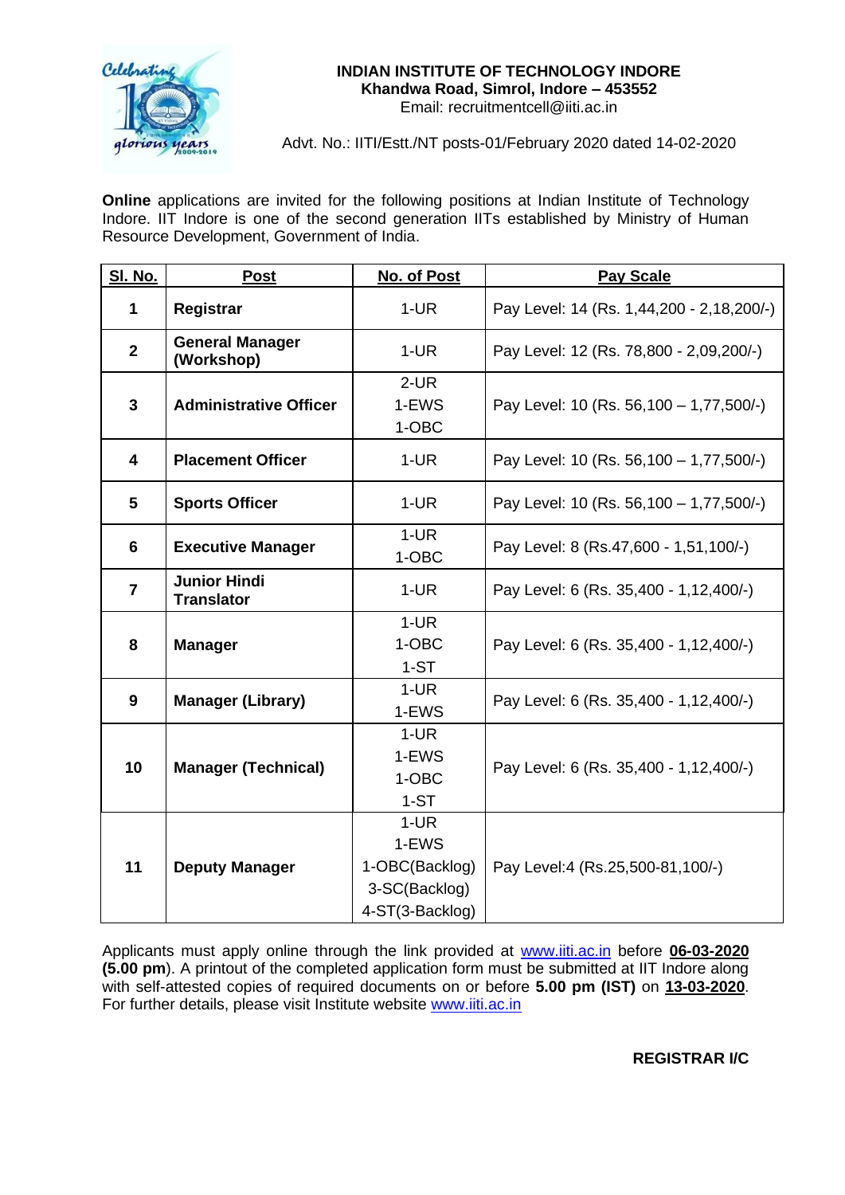**INDIAN INSTITUTE OF TECHNOLOGY INDORE**
**Khandwa Road, Simrol, Indore – 453552**
Email: recruitmentcell@iiti.ac.in

Advt. No.: IITI/Estt./NT posts-01/February 2020 dated 14-02-2020

**Online** applications are invited for the following positions at Indian Institute of Technology Indore. IIT Indore is one of the second generation IITs established by Ministry of Human Resource Development, Government of India.

| Sl. No. | Post | No. of Post | Pay Scale |
|---|---|---|---|
| 1 | **Registrar** | 1-UR | Pay Level: 14 (Rs. 1,44,200 - 2,18,200/-) |
| 2 | **General Manager (Workshop)** | 1-UR | Pay Level: 12 (Rs. 78,800 - 2,09,200/-) |
| 3 | **Administrative Officer** | 2-UR<br>1-EWS<br>1-OBC | Pay Level: 10 (Rs. 56,100 – 1,77,500/-) |
| 4 | **Placement Officer** | 1-UR | Pay Level: 10 (Rs. 56,100 – 1,77,500/-) |
| 5 | **Sports Officer** | 1-UR | Pay Level: 10 (Rs. 56,100 – 1,77,500/-) |
| 6 | **Executive Manager** | 1-UR<br>1-OBC | Pay Level: 8 (Rs.47,600 - 1,51,100/-) |
| 7 | **Junior Hindi Translator** | 1-UR | Pay Level: 6 (Rs. 35,400 - 1,12,400/-) |
| 8 | **Manager** | 1-UR<br>1-OBC<br>1-ST | Pay Level: 6 (Rs. 35,400 - 1,12,400/-) |
| 9 | **Manager (Library)** | 1-UR<br>1-EWS | Pay Level: 6 (Rs. 35,400 - 1,12,400/-) |
| 10 | **Manager (Technical)** | 1-UR<br>1-EWS<br>1-OBC<br>1-ST | Pay Level: 6 (Rs. 35,400 - 1,12,400/-) |
| 11 | **Deputy Manager** | 1-UR<br>1-EWS<br>1-OBC(Backlog)<br>3-SC(Backlog)<br>4-ST(3-Backlog) | Pay Level:4 (Rs.25,500-81,100/-) |

Applicants must apply online through the link provided at www.iiti.ac.in before **06-03-2020 (5.00 pm)**. A printout of the completed application form must be submitted at IIT Indore along with self-attested copies of required documents on or before **5.00 pm (IST)** on **13-03-2020**. For further details, please visit Institute website www.iiti.ac.in

**REGISTRAR I/C**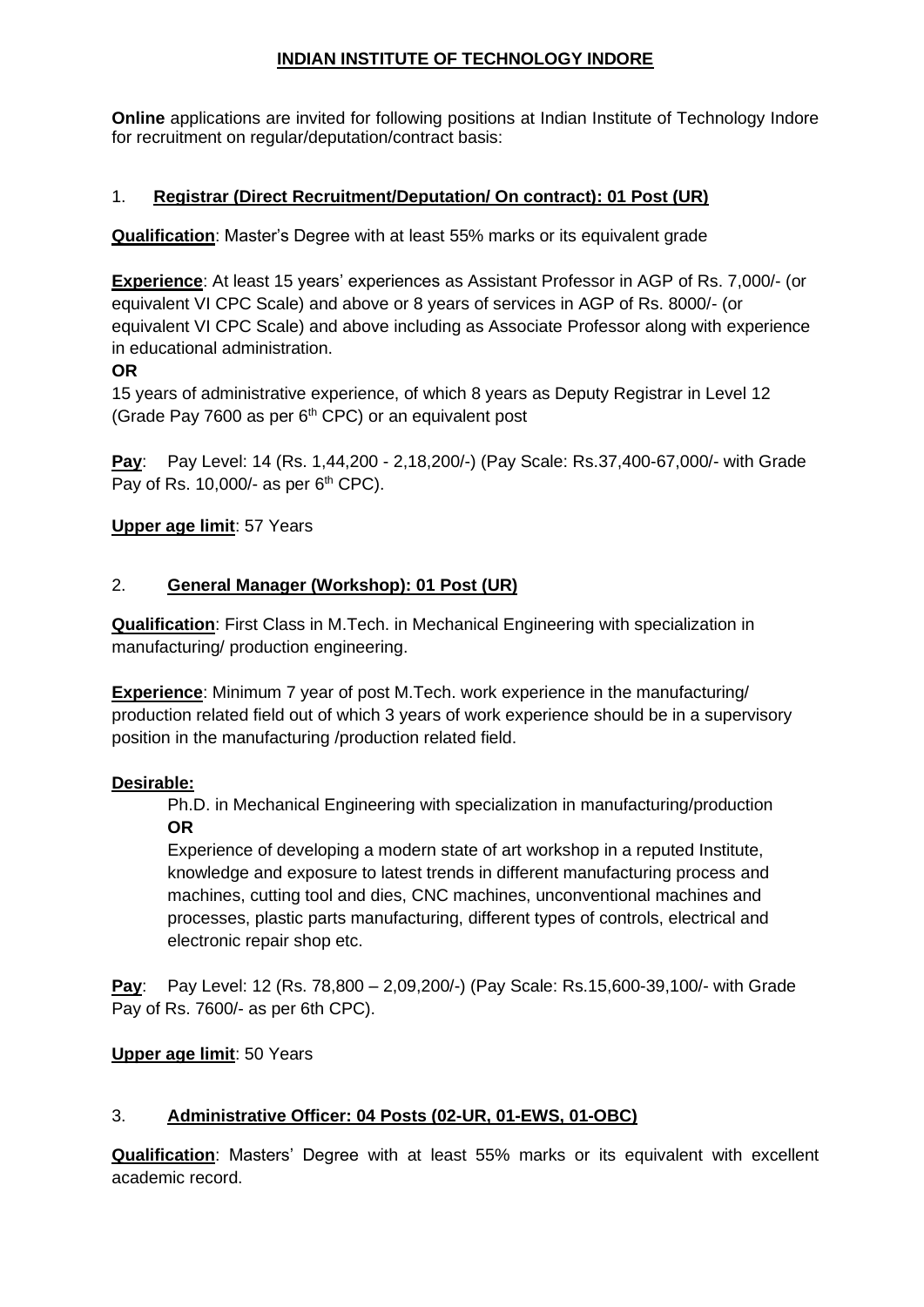**INDIAN INSTITUTE OF TECHNOLOGY INDORE**

**Online** applications are invited for following positions at Indian Institute of Technology Indore for recruitment on regular/deputation/contract basis:

1. **Registrar (Direct Recruitment/Deputation/ On contract): 01 Post (UR)**

**Qualification**: Master's Degree with at least 55% marks or its equivalent grade

**Experience**: At least 15 years' experiences as Assistant Professor in AGP of Rs. 7,000/- (or equivalent VI CPC Scale) and above or 8 years of services in AGP of Rs. 8000/- (or equivalent VI CPC Scale) and above including as Associate Professor along with experience in educational administration.

**OR**

15 years of administrative experience, of which 8 years as Deputy Registrar in Level 12 (Grade Pay 7600 as per 6th CPC) or an equivalent post

**Pay**: Pay Level: 14 (Rs. 1,44,200 - 2,18,200/-) (Pay Scale: Rs.37,400-67,000/- with Grade Pay of Rs. 10,000/- as per 6th CPC).

**Upper age limit**: 57 Years

2. **General Manager (Workshop): 01 Post (UR)**

**Qualification**: First Class in M.Tech. in Mechanical Engineering with specialization in manufacturing/ production engineering.

**Experience**: Minimum 7 year of post M.Tech. work experience in the manufacturing/ production related field out of which 3 years of work experience should be in a supervisory position in the manufacturing /production related field.

**Desirable:**

Ph.D. in Mechanical Engineering with specialization in manufacturing/production

**OR**

Experience of developing a modern state of art workshop in a reputed Institute, knowledge and exposure to latest trends in different manufacturing process and machines, cutting tool and dies, CNC machines, unconventional machines and processes, plastic parts manufacturing, different types of controls, electrical and electronic repair shop etc.

**Pay**: Pay Level: 12 (Rs. 78,800 – 2,09,200/-) (Pay Scale: Rs.15,600-39,100/- with Grade Pay of Rs. 7600/- as per 6th CPC).

**Upper age limit**: 50 Years

3. **Administrative Officer: 04 Posts (02-UR, 01-EWS, 01-OBC)**

**Qualification**: Masters' Degree with at least 55% marks or its equivalent with excellent academic record.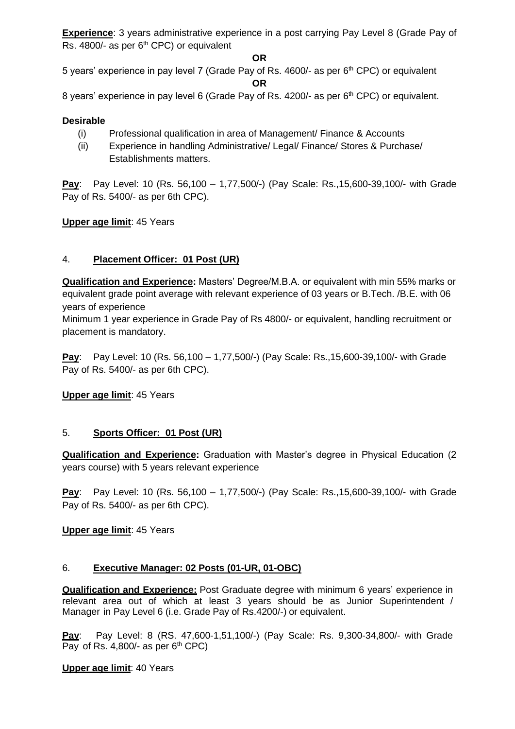**Experience**: 3 years administrative experience in a post carrying Pay Level 8 (Grade Pay of Rs. 4800/- as per 6th CPC) or equivalent

**OR**

5 years' experience in pay level 7 (Grade Pay of Rs. 4600/- as per 6th CPC) or equivalent

**OR**

8 years' experience in pay level 6 (Grade Pay of Rs. 4200/- as per 6th CPC) or equivalent.

**Desirable**

(i) Professional qualification in area of Management/ Finance & Accounts
(ii) Experience in handling Administrative/ Legal/ Finance/ Stores & Purchase/ Establishments matters.

**Pay**: Pay Level: 10 (Rs. 56,100 – 1,77,500/-) (Pay Scale: Rs.,15,600-39,100/- with Grade Pay of Rs. 5400/- as per 6th CPC).

**Upper age limit**: 45 Years

4. **Placement Officer: 01 Post (UR)**

**Qualification and Experience:** Masters' Degree/M.B.A. or equivalent with min 55% marks or equivalent grade point average with relevant experience of 03 years or B.Tech. /B.E. with 06 years of experience
Minimum 1 year experience in Grade Pay of Rs 4800/- or equivalent, handling recruitment or placement is mandatory.

**Pay**: Pay Level: 10 (Rs. 56,100 – 1,77,500/-) (Pay Scale: Rs.,15,600-39,100/- with Grade Pay of Rs. 5400/- as per 6th CPC).

**Upper age limit**: 45 Years

5. **Sports Officer: 01 Post (UR)**

**Qualification and Experience:** Graduation with Master's degree in Physical Education (2 years course) with 5 years relevant experience

**Pay**: Pay Level: 10 (Rs. 56,100 – 1,77,500/-) (Pay Scale: Rs.,15,600-39,100/- with Grade Pay of Rs. 5400/- as per 6th CPC).

**Upper age limit**: 45 Years

6. **Executive Manager: 02 Posts (01-UR, 01-OBC)**

**Qualification and Experience:** Post Graduate degree with minimum 6 years' experience in relevant area out of which at least 3 years should be as Junior Superintendent / Manager in Pay Level 6 (i.e. Grade Pay of Rs.4200/-) or equivalent.

**Pay**: Pay Level: 8 (RS. 47,600-1,51,100/-) (Pay Scale: Rs. 9,300-34,800/- with Grade Pay of Rs. 4,800/- as per 6th CPC)

**Upper age limit**: 40 Years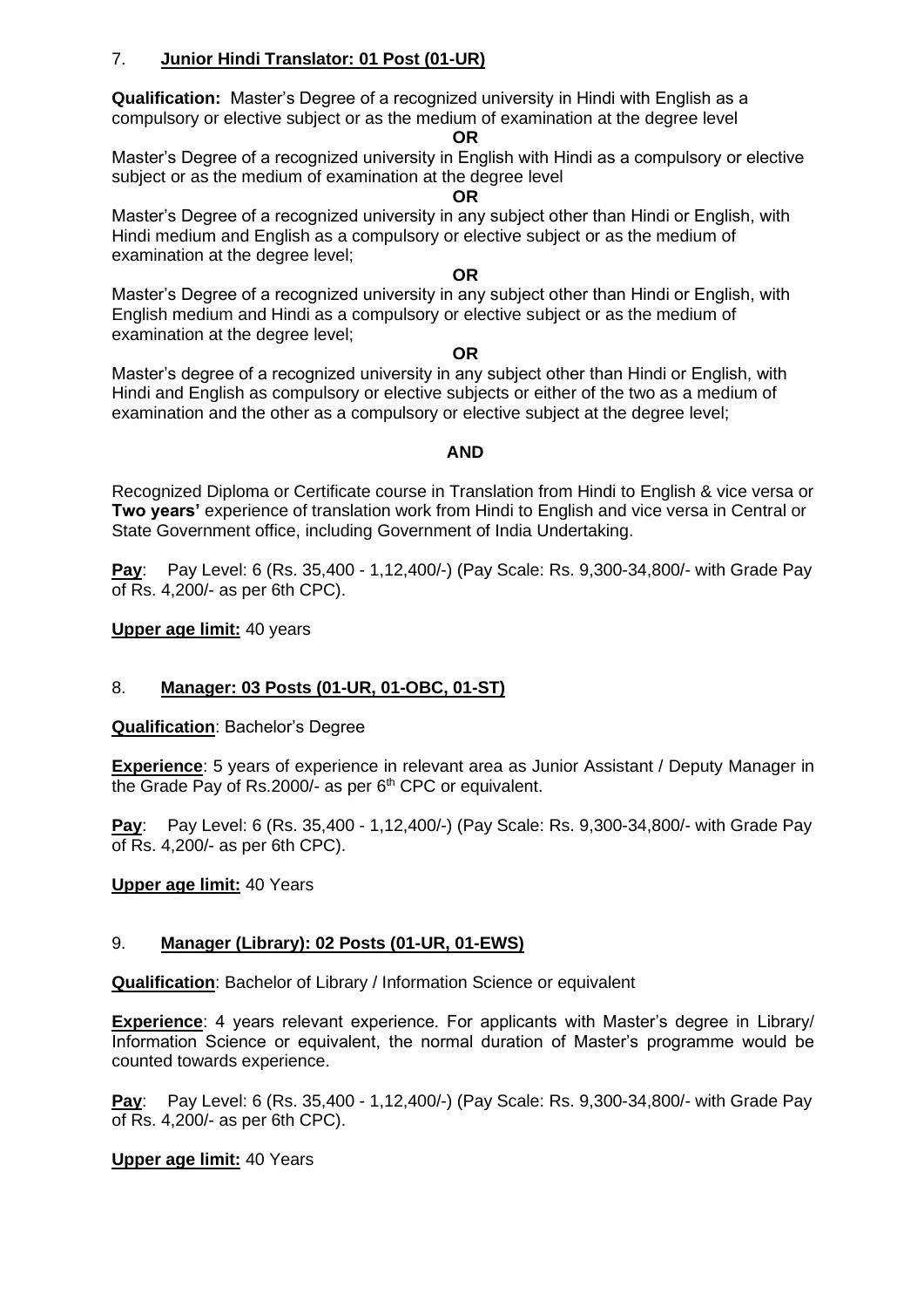7. **Junior Hindi Translator: 01 Post (01-UR)**

**Qualification:** Master's Degree of a recognized university in Hindi with English as a compulsory or elective subject or as the medium of examination at the degree level

**OR**

Master's Degree of a recognized university in English with Hindi as a compulsory or elective subject or as the medium of examination at the degree level

**OR**

Master's Degree of a recognized university in any subject other than Hindi or English, with Hindi medium and English as a compulsory or elective subject or as the medium of examination at the degree level;

**OR**

Master's Degree of a recognized university in any subject other than Hindi or English, with English medium and Hindi as a compulsory or elective subject or as the medium of examination at the degree level;

**OR**

Master's degree of a recognized university in any subject other than Hindi or English, with Hindi and English as compulsory or elective subjects or either of the two as a medium of examination and the other as a compulsory or elective subject at the degree level;

**AND**

Recognized Diploma or Certificate course in Translation from Hindi to English & vice versa or **Two years'** experience of translation work from Hindi to English and vice versa in Central or State Government office, including Government of India Undertaking.

**Pay**: Pay Level: 6 (Rs. 35,400 - 1,12,400/-) (Pay Scale: Rs. 9,300-34,800/- with Grade Pay of Rs. 4,200/- as per 6th CPC).

**Upper age limit:** 40 years

8. **Manager: 03 Posts (01-UR, 01-OBC, 01-ST)**

**Qualification**: Bachelor's Degree

**Experience**: 5 years of experience in relevant area as Junior Assistant / Deputy Manager in the Grade Pay of Rs.2000/- as per 6th CPC or equivalent.

**Pay**: Pay Level: 6 (Rs. 35,400 - 1,12,400/-) (Pay Scale: Rs. 9,300-34,800/- with Grade Pay of Rs. 4,200/- as per 6th CPC).

**Upper age limit:** 40 Years

9. **Manager (Library): 02 Posts (01-UR, 01-EWS)**

**Qualification**: Bachelor of Library / Information Science or equivalent

**Experience**: 4 years relevant experience. For applicants with Master's degree in Library/ Information Science or equivalent, the normal duration of Master's programme would be counted towards experience.

**Pay**: Pay Level: 6 (Rs. 35,400 - 1,12,400/-) (Pay Scale: Rs. 9,300-34,800/- with Grade Pay of Rs. 4,200/- as per 6th CPC).

**Upper age limit:** 40 Years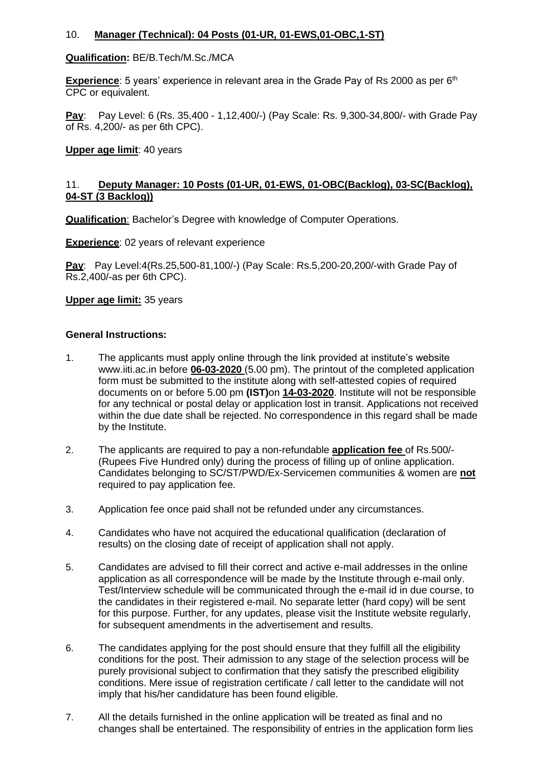10. **Manager (Technical): 04 Posts (01-UR, 01-EWS,01-OBC,1-ST)**

**Qualification:** BE/B.Tech/M.Sc./MCA

**Experience**: 5 years' experience in relevant area in the Grade Pay of Rs 2000 as per 6th CPC or equivalent.

**Pay**: Pay Level: 6 (Rs. 35,400 - 1,12,400/-) (Pay Scale: Rs. 9,300-34,800/- with Grade Pay of Rs. 4,200/- as per 6th CPC).

**Upper age limit**: 40 years

11. **Deputy Manager: 10 Posts (01-UR, 01-EWS, 01-OBC(Backlog), 03-SC(Backlog), 04-ST (3 Backlog))**

**Qualification**: Bachelor's Degree with knowledge of Computer Operations.

**Experience**: 02 years of relevant experience

**Pay**: Pay Level:4(Rs.25,500-81,100/-) (Pay Scale: Rs.5,200-20,200/-with Grade Pay of Rs.2,400/-as per 6th CPC).

**Upper age limit:** 35 years

**General Instructions:**

1. The applicants must apply online through the link provided at institute's website www.iiti.ac.in before **06-03-2020** (5.00 pm). The printout of the completed application form must be submitted to the institute along with self-attested copies of required documents on or before 5.00 pm **(IST)**on **14-03-2020**. Institute will not be responsible for any technical or postal delay or application lost in transit. Applications not received within the due date shall be rejected. No correspondence in this regard shall be made by the Institute.

2. The applicants are required to pay a non-refundable **application fee** of Rs.500/- (Rupees Five Hundred only) during the process of filling up of online application. Candidates belonging to SC/ST/PWD/Ex-Servicemen communities & women are **not** required to pay application fee.

3. Application fee once paid shall not be refunded under any circumstances.

4. Candidates who have not acquired the educational qualification (declaration of results) on the closing date of receipt of application shall not apply.

5. Candidates are advised to fill their correct and active e-mail addresses in the online application as all correspondence will be made by the Institute through e-mail only. Test/Interview schedule will be communicated through the e-mail id in due course, to the candidates in their registered e-mail. No separate letter (hard copy) will be sent for this purpose. Further, for any updates, please visit the Institute website regularly, for subsequent amendments in the advertisement and results.

6. The candidates applying for the post should ensure that they fulfill all the eligibility conditions for the post. Their admission to any stage of the selection process will be purely provisional subject to confirmation that they satisfy the prescribed eligibility conditions. Mere issue of registration certificate / call letter to the candidate will not imply that his/her candidature has been found eligible.

7. All the details furnished in the online application will be treated as final and no changes shall be entertained. The responsibility of entries in the application form lies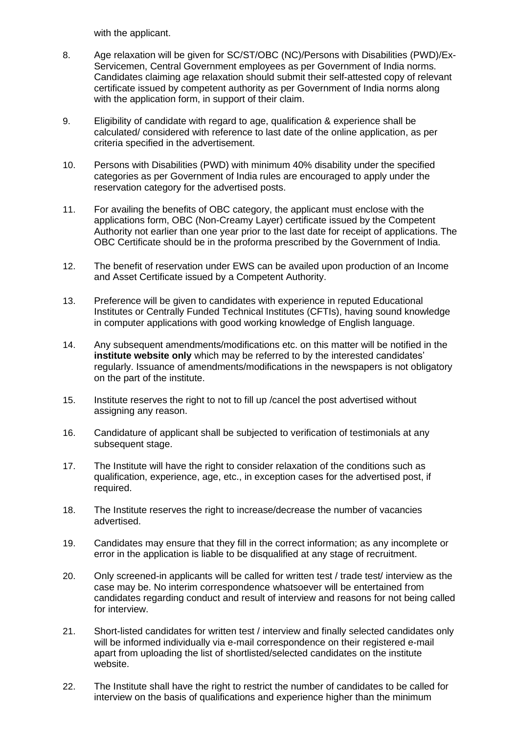with the applicant.

8. Age relaxation will be given for SC/ST/OBC (NC)/Persons with Disabilities (PWD)/Ex-Servicemen, Central Government employees as per Government of India norms. Candidates claiming age relaxation should submit their self-attested copy of relevant certificate issued by competent authority as per Government of India norms along with the application form, in support of their claim.

9. Eligibility of candidate with regard to age, qualification & experience shall be calculated/ considered with reference to last date of the online application, as per criteria specified in the advertisement.

10. Persons with Disabilities (PWD) with minimum 40% disability under the specified categories as per Government of India rules are encouraged to apply under the reservation category for the advertised posts.

11. For availing the benefits of OBC category, the applicant must enclose with the applications form, OBC (Non-Creamy Layer) certificate issued by the Competent Authority not earlier than one year prior to the last date for receipt of applications. The OBC Certificate should be in the proforma prescribed by the Government of India.

12. The benefit of reservation under EWS can be availed upon production of an Income and Asset Certificate issued by a Competent Authority.

13. Preference will be given to candidates with experience in reputed Educational Institutes or Centrally Funded Technical Institutes (CFTIs), having sound knowledge in computer applications with good working knowledge of English language.

14. Any subsequent amendments/modifications etc. on this matter will be notified in the **institute website only** which may be referred to by the interested candidates' regularly. Issuance of amendments/modifications in the newspapers is not obligatory on the part of the institute.

15. Institute reserves the right to not to fill up /cancel the post advertised without assigning any reason.

16. Candidature of applicant shall be subjected to verification of testimonials at any subsequent stage.

17. The Institute will have the right to consider relaxation of the conditions such as qualification, experience, age, etc., in exception cases for the advertised post, if required.

18. The Institute reserves the right to increase/decrease the number of vacancies advertised.

19. Candidates may ensure that they fill in the correct information; as any incomplete or error in the application is liable to be disqualified at any stage of recruitment.

20. Only screened-in applicants will be called for written test / trade test/ interview as the case may be. No interim correspondence whatsoever will be entertained from candidates regarding conduct and result of interview and reasons for not being called for interview.

21. Short-listed candidates for written test / interview and finally selected candidates only will be informed individually via e-mail correspondence on their registered e-mail apart from uploading the list of shortlisted/selected candidates on the institute website.

22. The Institute shall have the right to restrict the number of candidates to be called for interview on the basis of qualifications and experience higher than the minimum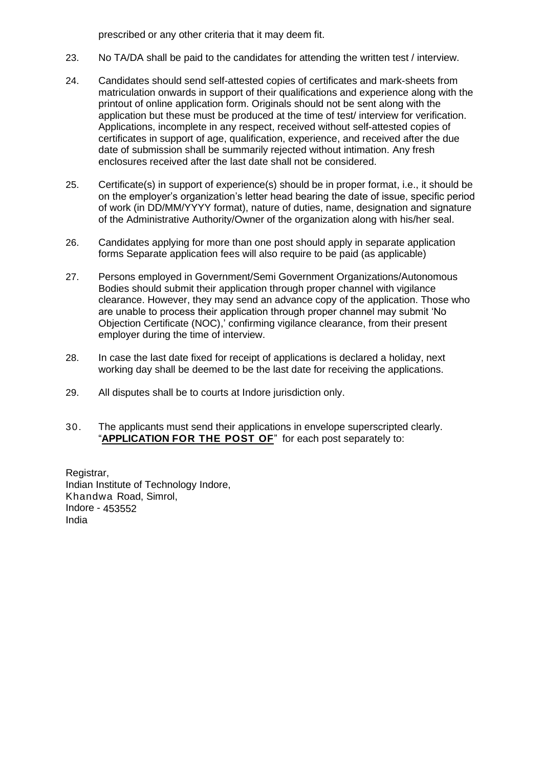prescribed or any other criteria that it may deem fit.

23. No TA/DA shall be paid to the candidates for attending the written test / interview.

24. Candidates should send self-attested copies of certificates and mark-sheets from matriculation onwards in support of their qualifications and experience along with the printout of online application form. Originals should not be sent along with the application but these must be produced at the time of test/ interview for verification. Applications, incomplete in any respect, received without self-attested copies of certificates in support of age, qualification, experience, and received after the due date of submission shall be summarily rejected without intimation. Any fresh enclosures received after the last date shall not be considered.

25. Certificate(s) in support of experience(s) should be in proper format, i.e., it should be on the employer's organization's letter head bearing the date of issue, specific period of work (in DD/MM/YYYY format), nature of duties, name, designation and signature of the Administrative Authority/Owner of the organization along with his/her seal.

26. Candidates applying for more than one post should apply in separate application forms Separate application fees will also require to be paid (as applicable)

27. Persons employed in Government/Semi Government Organizations/Autonomous Bodies should submit their application through proper channel with vigilance clearance. However, they may send an advance copy of the application. Those who are unable to process their application through proper channel may submit 'No Objection Certificate (NOC),' confirming vigilance clearance, from their present employer during the time of interview.

28. In case the last date fixed for receipt of applications is declared a holiday, next working day shall be deemed to be the last date for receiving the applications.

29. All disputes shall be to courts at Indore jurisdiction only.

30. The applicants must send their applications in envelope superscripted clearly. "**APPLICATION FOR THE POST OF**" for each post separately to:

Registrar,
Indian Institute of Technology Indore,
Khandwa Road, Simrol,
Indore - 453552
India